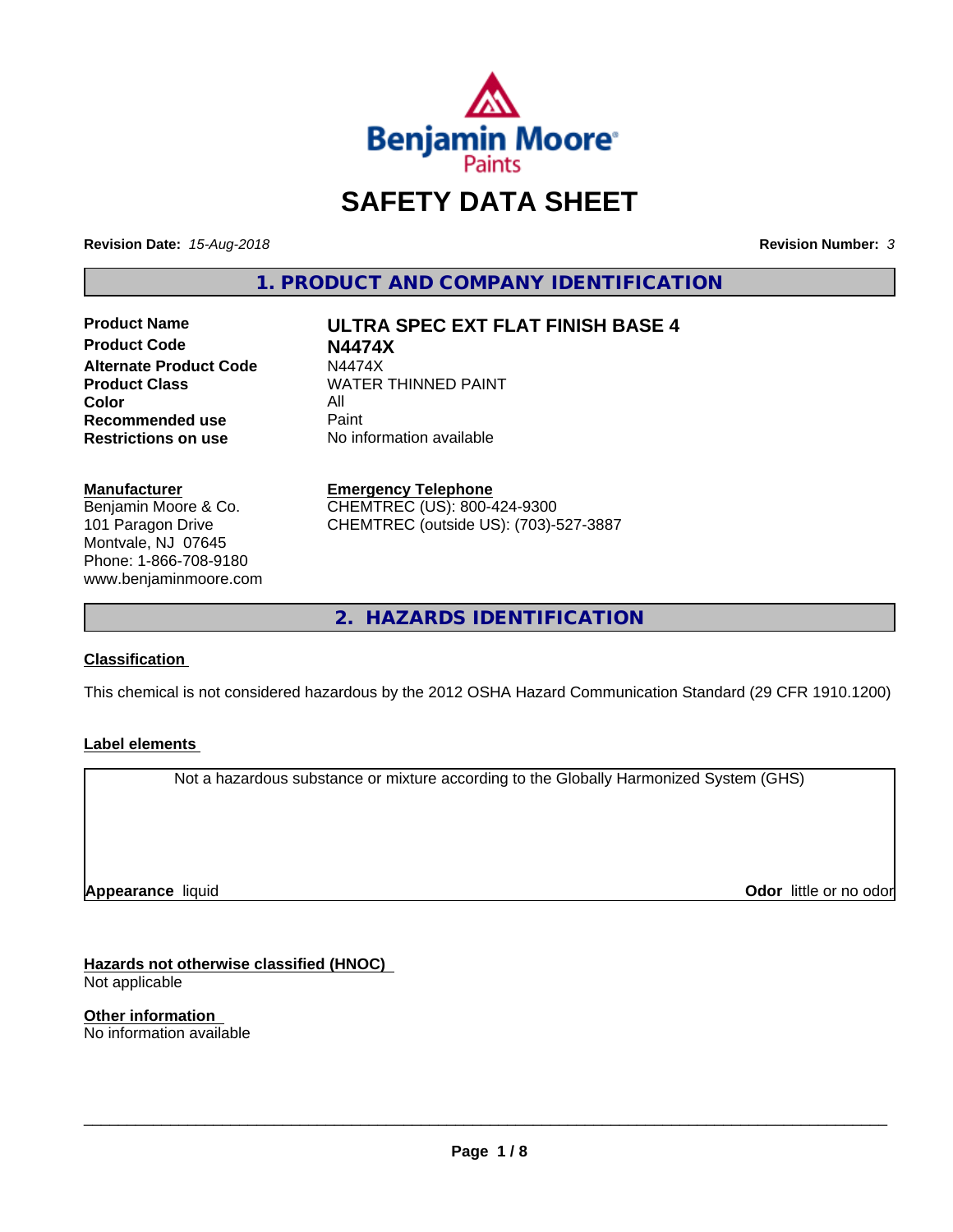# SAFETY DATA SHEET

**Revision Date:** *15-Aug-2018*

**Revision Number:** *3*

## 1. PRODUCT AND COMPANY IDENTIFICATION

| | |
|---|---|
| **Product Name** | **ULTRA SPEC EXT FLAT FINISH BASE 4** |
| **Product Code** | **N4474X** |
| **Alternate Product Code** | N4474X |
| **Product Class** | WATER THINNED PAINT |
| **Color** | All |
| **Recommended use** | Paint |
| **Restrictions on use** | No information available |

**Manufacturer**
Benjamin Moore & Co.
101 Paragon Drive
Montvale, NJ 07645
Phone: 1-866-708-9180
www.benjaminmoore.com

**Emergency Telephone**
CHEMTREC (US): 800-424-9300
CHEMTREC (outside US): (703)-527-3887

## 2. HAZARDS IDENTIFICATION

**Classification**

This chemical is not considered hazardous by the 2012 OSHA Hazard Communication Standard (29 CFR 1910.1200)

**Label elements**

Not a hazardous substance or mixture according to the Globally Harmonized System (GHS)

**Appearance** liquid

**Odor** little or no odor

**Hazards not otherwise classified (HNOC)**
Not applicable

**Other information**
No information available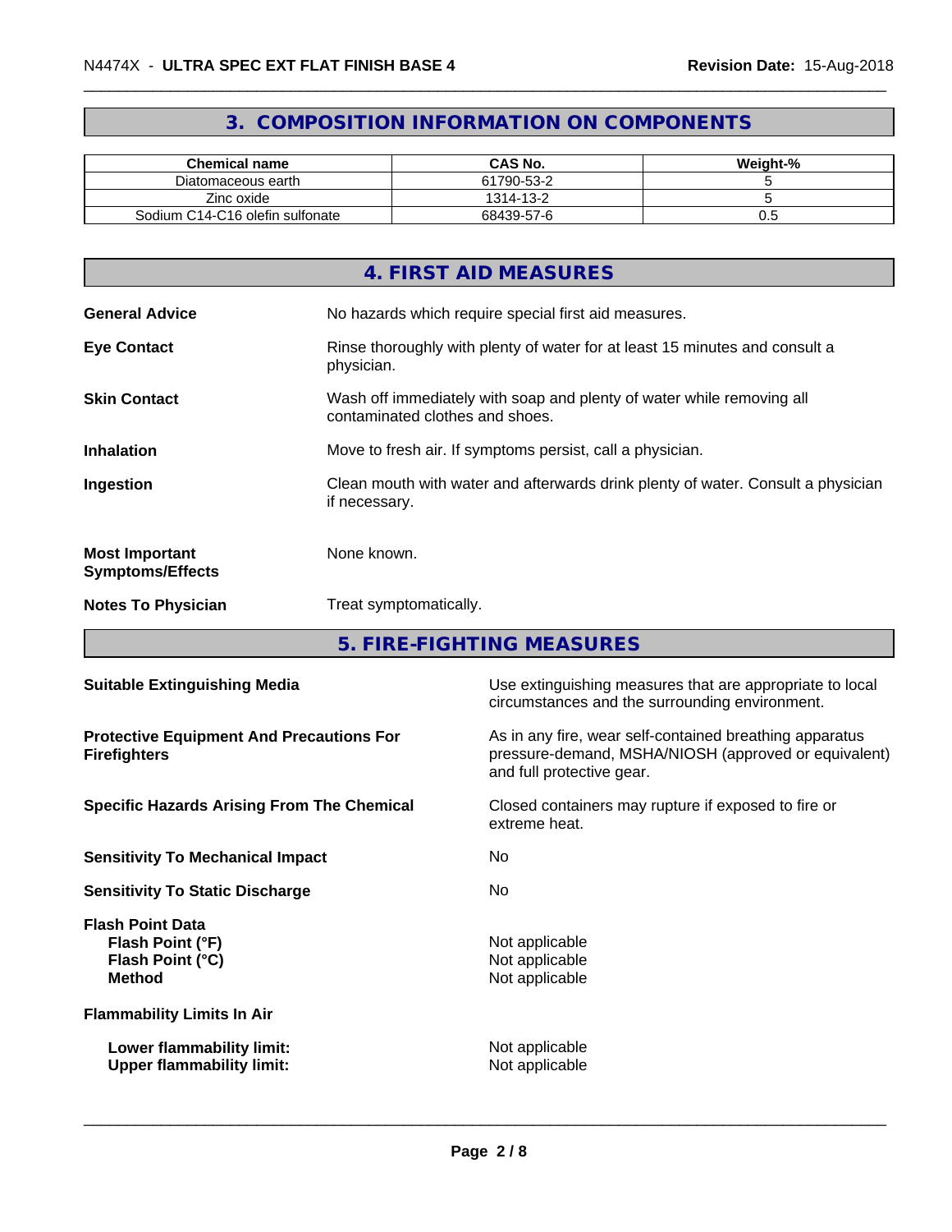## 3. COMPOSITION INFORMATION ON COMPONENTS

| Chemical name | CAS No. | Weight-% |
|---|---|---|
| Diatomaceous earth | 61790-53-2 | 5 |
| Zinc oxide | 1314-13-2 | 5 |
| Sodium C14-C16 olefin sulfonate | 68439-57-6 | 0.5 |

## 4. FIRST AID MEASURES

**General Advice** No hazards which require special first aid measures.

**Eye Contact** Rinse thoroughly with plenty of water for at least 15 minutes and consult a physician.

**Skin Contact** Wash off immediately with soap and plenty of water while removing all contaminated clothes and shoes.

**Inhalation** Move to fresh air. If symptoms persist, call a physician.

**Ingestion** Clean mouth with water and afterwards drink plenty of water. Consult a physician if necessary.

**Most Important Symptoms/Effects** None known.

**Notes To Physician** Treat symptomatically.

## 5. FIRE-FIGHTING MEASURES

**Suitable Extinguishing Media** Use extinguishing measures that are appropriate to local circumstances and the surrounding environment.

**Protective Equipment And Precautions For Firefighters** As in any fire, wear self-contained breathing apparatus pressure-demand, MSHA/NIOSH (approved or equivalent) and full protective gear.

**Specific Hazards Arising From The Chemical** Closed containers may rupture if exposed to fire or extreme heat.

**Sensitivity To Mechanical Impact** No

**Sensitivity To Static Discharge** No

**Flash Point Data**
**Flash Point (°F)** Not applicable
**Flash Point (°C)** Not applicable
**Method** Not applicable

**Flammability Limits In Air**

**Lower flammability limit:** Not applicable
**Upper flammability limit:** Not applicable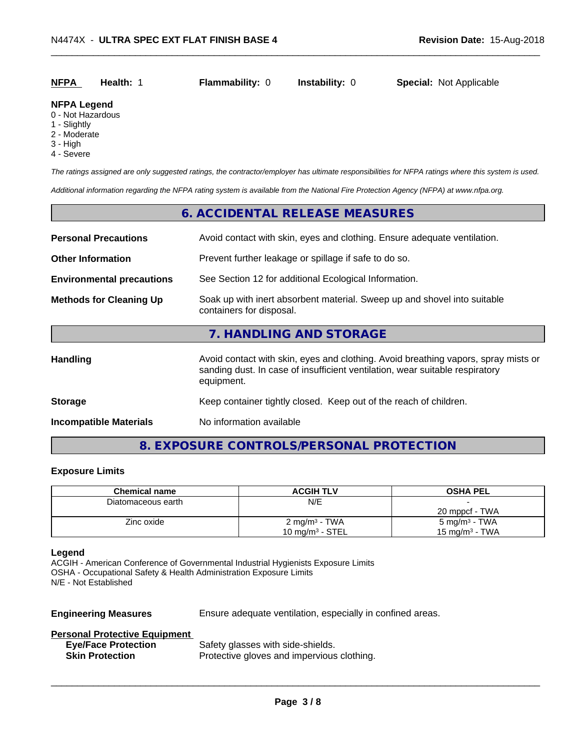| **NFPA** | **Health:** 1 | **Flammability:** 0 | **Instability:** 0 | **Special:** Not Applicable |
|---|---|---|---|---|

**NFPA Legend**
0 - Not Hazardous
1 - Slightly
2 - Moderate
3 - High
4 - Severe

*The ratings assigned are only suggested ratings, the contractor/employer has ultimate responsibilities for NFPA ratings where this system is used.*

*Additional information regarding the NFPA rating system is available from the National Fire Protection Agency (NFPA) at www.nfpa.org.*

## 6. ACCIDENTAL RELEASE MEASURES

**Personal Precautions** — Avoid contact with skin, eyes and clothing. Ensure adequate ventilation.

**Other Information** — Prevent further leakage or spillage if safe to do so.

**Environmental precautions** — See Section 12 for additional Ecological Information.

**Methods for Cleaning Up** — Soak up with inert absorbent material. Sweep up and shovel into suitable containers for disposal.

## 7. HANDLING AND STORAGE

**Handling** — Avoid contact with skin, eyes and clothing. Avoid breathing vapors, spray mists or sanding dust. In case of insufficient ventilation, wear suitable respiratory equipment.

**Storage** — Keep container tightly closed. Keep out of the reach of children.

**Incompatible Materials** — No information available

## 8. EXPOSURE CONTROLS/PERSONAL PROTECTION

### Exposure Limits

| Chemical name | ACGIH TLV | OSHA PEL |
|---|---|---|
| Diatomaceous earth | N/E | -<br>20 mppcf - TWA |
| Zinc oxide | 2 mg/m$^3$ - TWA<br>10 mg/m$^3$ - STEL | 5 mg/m$^3$ - TWA<br>15 mg/m$^3$ - TWA |

**Legend**
ACGIH - American Conference of Governmental Industrial Hygienists Exposure Limits
OSHA - Occupational Safety & Health Administration Exposure Limits
N/E - Not Established

**Engineering Measures** — Ensure adequate ventilation, especially in confined areas.

**Personal Protective Equipment**
- **Eye/Face Protection** — Safety glasses with side-shields.
- **Skin Protection** — Protective gloves and impervious clothing.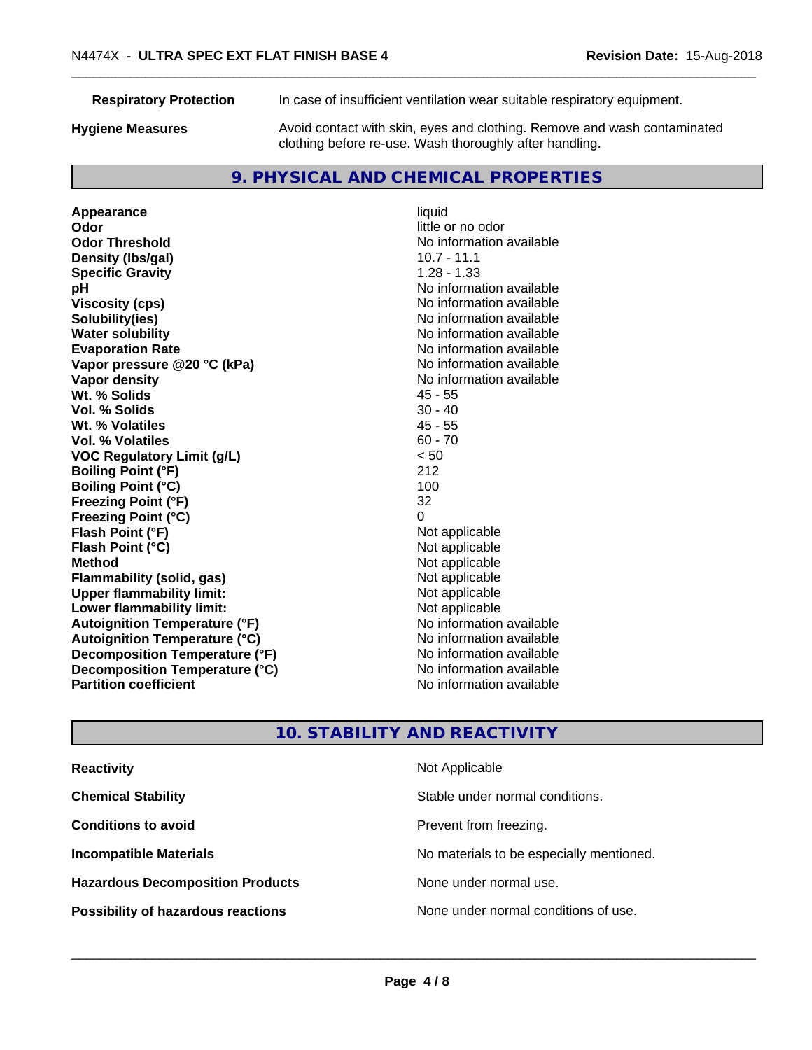**Respiratory Protection** In case of insufficient ventilation wear suitable respiratory equipment.

**Hygiene Measures** Avoid contact with skin, eyes and clothing. Remove and wash contaminated clothing before re-use. Wash thoroughly after handling.

## 9. PHYSICAL AND CHEMICAL PROPERTIES

| Property | Value |
|---|---|
| **Appearance** | liquid |
| **Odor** | little or no odor |
| **Odor Threshold** | No information available |
| **Density (lbs/gal)** | 10.7 - 11.1 |
| **Specific Gravity** | 1.28 - 1.33 |
| **pH** | No information available |
| **Viscosity (cps)** | No information available |
| **Solubility(ies)** | No information available |
| **Water solubility** | No information available |
| **Evaporation Rate** | No information available |
| **Vapor pressure @20 °C (kPa)** | No information available |
| **Vapor density** | No information available |
| **Wt. % Solids** | 45 - 55 |
| **Vol. % Solids** | 30 - 40 |
| **Wt. % Volatiles** | 45 - 55 |
| **Vol. % Volatiles** | 60 - 70 |
| **VOC Regulatory Limit (g/L)** | < 50 |
| **Boiling Point (°F)** | 212 |
| **Boiling Point (°C)** | 100 |
| **Freezing Point (°F)** | 32 |
| **Freezing Point (°C)** | 0 |
| **Flash Point (°F)** | Not applicable |
| **Flash Point (°C)** | Not applicable |
| **Method** | Not applicable |
| **Flammability (solid, gas)** | Not applicable |
| **Upper flammability limit:** | Not applicable |
| **Lower flammability limit:** | Not applicable |
| **Autoignition Temperature (°F)** | No information available |
| **Autoignition Temperature (°C)** | No information available |
| **Decomposition Temperature (°F)** | No information available |
| **Decomposition Temperature (°C)** | No information available |
| **Partition coefficient** | No information available |

## 10. STABILITY AND REACTIVITY

| Property | Value |
|---|---|
| **Reactivity** | Not Applicable |
| **Chemical Stability** | Stable under normal conditions. |
| **Conditions to avoid** | Prevent from freezing. |
| **Incompatible Materials** | No materials to be especially mentioned. |
| **Hazardous Decomposition Products** | None under normal use. |
| **Possibility of hazardous reactions** | None under normal conditions of use. |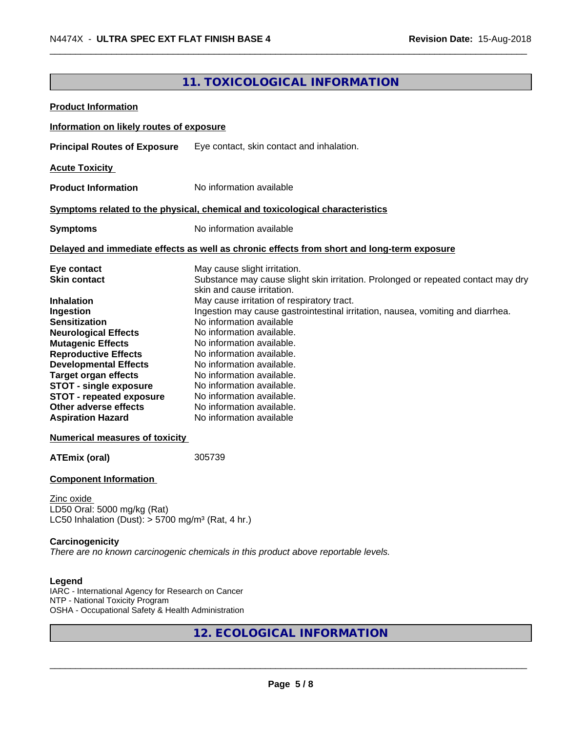## 11. TOXICOLOGICAL INFORMATION

**Product Information**

**Information on likely routes of exposure**

**Principal Routes of Exposure** Eye contact, skin contact and inhalation.

**Acute Toxicity**

**Product Information** No information available

**Symptoms related to the physical, chemical and toxicological characteristics**

**Symptoms** No information available

**Delayed and immediate effects as well as chronic effects from short and long-term exposure**

| | |
|---|---|
| **Eye contact** | May cause slight irritation. |
| **Skin contact** | Substance may cause slight skin irritation. Prolonged or repeated contact may dry skin and cause irritation. |
| **Inhalation** | May cause irritation of respiratory tract. |
| **Ingestion** | Ingestion may cause gastrointestinal irritation, nausea, vomiting and diarrhea. |
| **Sensitization** | No information available |
| **Neurological Effects** | No information available. |
| **Mutagenic Effects** | No information available. |
| **Reproductive Effects** | No information available. |
| **Developmental Effects** | No information available. |
| **Target organ effects** | No information available. |
| **STOT - single exposure** | No information available. |
| **STOT - repeated exposure** | No information available. |
| **Other adverse effects** | No information available. |
| **Aspiration Hazard** | No information available |

**Numerical measures of toxicity**

**ATEmix (oral)** 305739

**Component Information**

Zinc oxide
LD50 Oral: 5000 mg/kg (Rat)
LC50 Inhalation (Dust): > 5700 mg/m³ (Rat, 4 hr.)

**Carcinogenicity**

*There are no known carcinogenic chemicals in this product above reportable levels.*

**Legend**

IARC - International Agency for Research on Cancer
NTP - National Toxicity Program
OSHA - Occupational Safety & Health Administration

## 12. ECOLOGICAL INFORMATION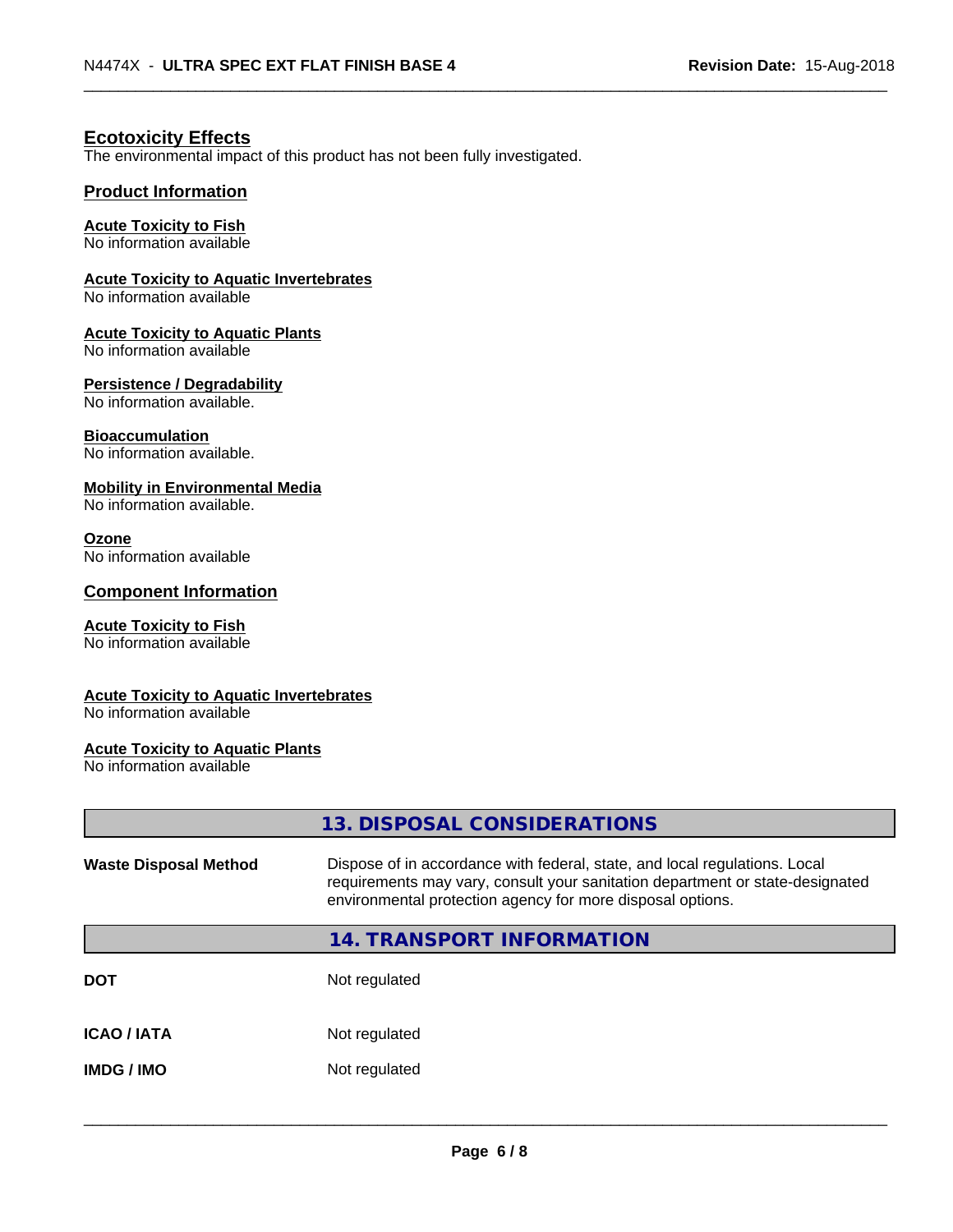### Ecotoxicity Effects

The environmental impact of this product has not been fully investigated.

### Product Information

**Acute Toxicity to Fish**
No information available

**Acute Toxicity to Aquatic Invertebrates**
No information available

**Acute Toxicity to Aquatic Plants**
No information available

**Persistence / Degradability**
No information available.

**Bioaccumulation**
No information available.

**Mobility in Environmental Media**
No information available.

**Ozone**
No information available

### Component Information

**Acute Toxicity to Fish**
No information available

**Acute Toxicity to Aquatic Invertebrates**
No information available

**Acute Toxicity to Aquatic Plants**
No information available

## 13. DISPOSAL CONSIDERATIONS

| | |
|---|---|
| **Waste Disposal Method** | Dispose of in accordance with federal, state, and local regulations. Local requirements may vary, consult your sanitation department or state-designated environmental protection agency for more disposal options. |

## 14. TRANSPORT INFORMATION

| | |
|---|---|
| **DOT** | Not regulated |
| **ICAO / IATA** | Not regulated |
| **IMDG / IMO** | Not regulated |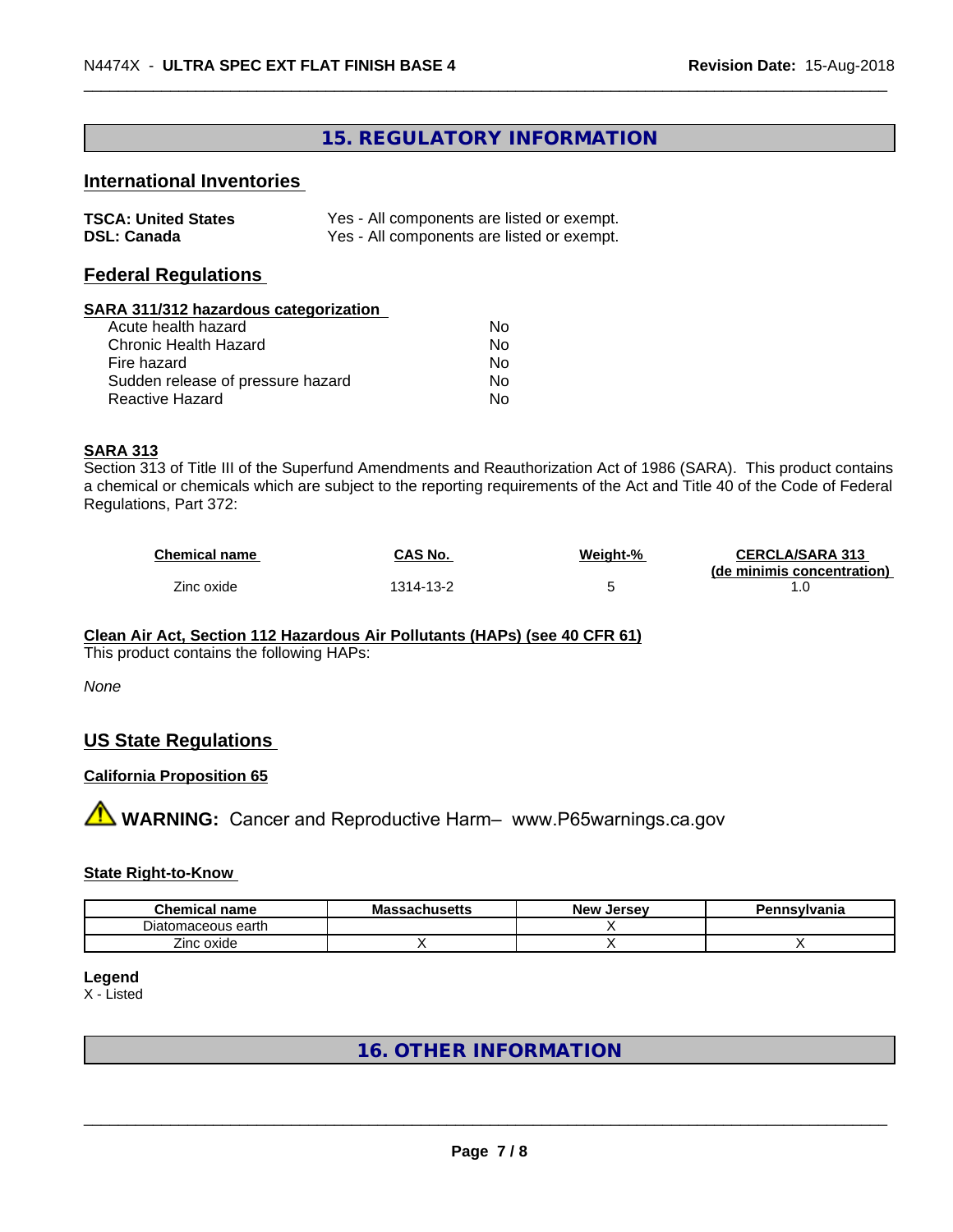## 15. REGULATORY INFORMATION

### International Inventories

| | |
|---|---|
| **TSCA: United States** | Yes - All components are listed or exempt. |
| **DSL: Canada** | Yes - All components are listed or exempt. |

### Federal Regulations

**SARA 311/312 hazardous categorization**

| | |
|---|---|
| Acute health hazard | No |
| Chronic Health Hazard | No |
| Fire hazard | No |
| Sudden release of pressure hazard | No |
| Reactive Hazard | No |

**SARA 313**

Section 313 of Title III of the Superfund Amendments and Reauthorization Act of 1986 (SARA). This product contains a chemical or chemicals which are subject to the reporting requirements of the Act and Title 40 of the Code of Federal Regulations, Part 372:

| Chemical name | CAS No. | Weight-% | CERCLA/SARA 313 (de minimis concentration) |
|---|---|---|---|
| Zinc oxide | 1314-13-2 | 5 | 1.0 |

**Clean Air Act, Section 112 Hazardous Air Pollutants (HAPs) (see 40 CFR 61)**

This product contains the following HAPs:

*None*

### US State Regulations

**California Proposition 65**

⚠ **WARNING:** Cancer and Reproductive Harm– www.P65warnings.ca.gov

**State Right-to-Know**

| Chemical name | Massachusetts | New Jersey | Pennsylvania |
|---|---|---|---|
| Diatomaceous earth | | X | |
| Zinc oxide | X | X | X |

**Legend**

X - Listed

## 16. OTHER INFORMATION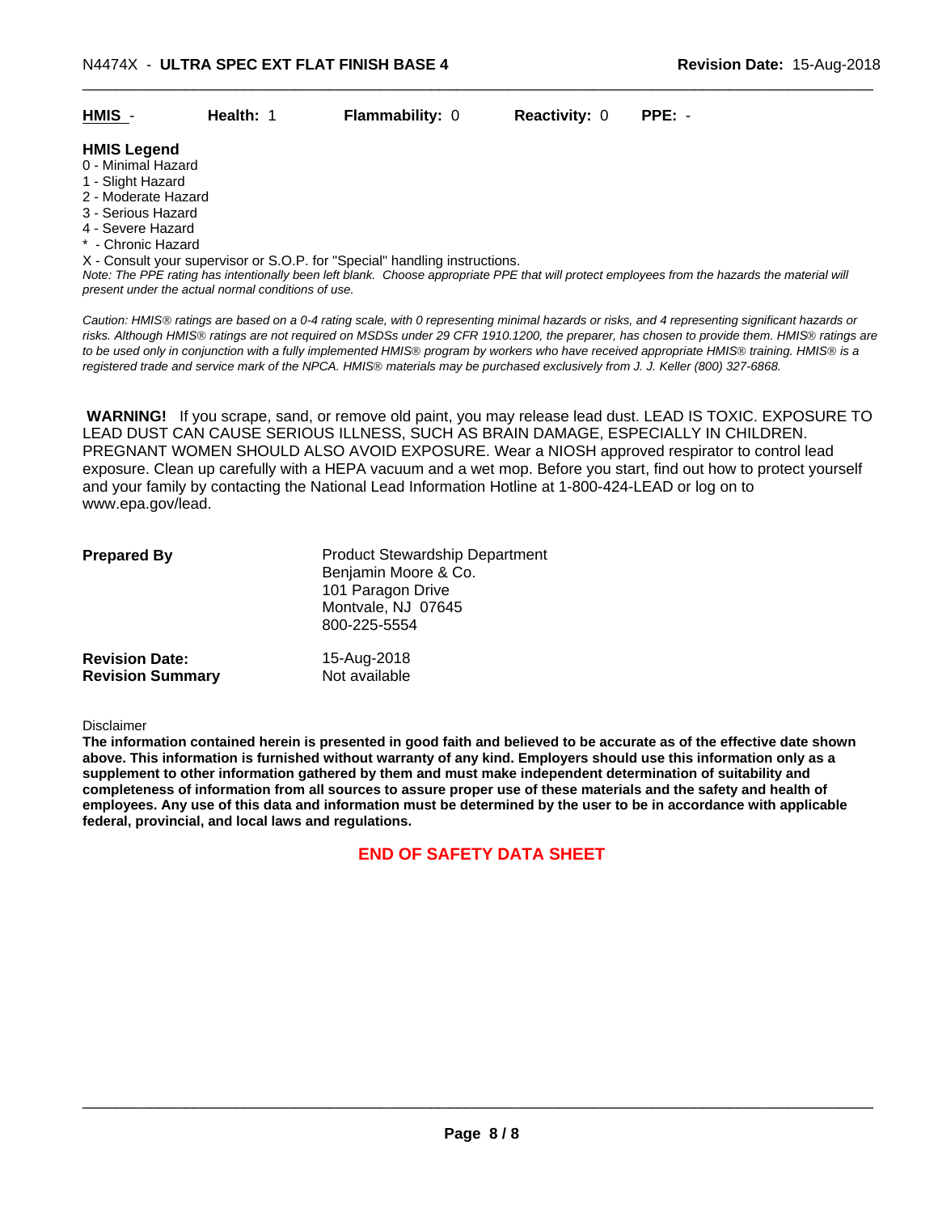| HMIS - | Health: 1 | Flammability: 0 | Reactivity: 0 | PPE: - |
| --- | --- | --- | --- | --- |

**HMIS Legend**

0 - Minimal Hazard
1 - Slight Hazard
2 - Moderate Hazard
3 - Serious Hazard
4 - Severe Hazard
* - Chronic Hazard
X - Consult your supervisor or S.O.P. for "Special" handling instructions.

*Note: The PPE rating has intentionally been left blank. Choose appropriate PPE that will protect employees from the hazards the material will present under the actual normal conditions of use.*

*Caution: HMIS® ratings are based on a 0-4 rating scale, with 0 representing minimal hazards or risks, and 4 representing significant hazards or risks. Although HMIS® ratings are not required on MSDSs under 29 CFR 1910.1200, the preparer, has chosen to provide them. HMIS® ratings are to be used only in conjunction with a fully implemented HMIS® program by workers who have received appropriate HMIS® training. HMIS® is a registered trade and service mark of the NPCA. HMIS® materials may be purchased exclusively from J. J. Keller (800) 327-6868.*

**WARNING!** If you scrape, sand, or remove old paint, you may release lead dust. LEAD IS TOXIC. EXPOSURE TO LEAD DUST CAN CAUSE SERIOUS ILLNESS, SUCH AS BRAIN DAMAGE, ESPECIALLY IN CHILDREN. PREGNANT WOMEN SHOULD ALSO AVOID EXPOSURE. Wear a NIOSH approved respirator to control lead exposure. Clean up carefully with a HEPA vacuum and a wet mop. Before you start, find out how to protect yourself and your family by contacting the National Lead Information Hotline at 1-800-424-LEAD or log on to www.epa.gov/lead.

**Prepared By**
Product Stewardship Department
Benjamin Moore & Co.
101 Paragon Drive
Montvale, NJ 07645
800-225-5554

**Revision Date:** 15-Aug-2018
**Revision Summary** Not available

Disclaimer

**The information contained herein is presented in good faith and believed to be accurate as of the effective date shown above. This information is furnished without warranty of any kind. Employers should use this information only as a supplement to other information gathered by them and must make independent determination of suitability and completeness of information from all sources to assure proper use of these materials and the safety and health of employees. Any use of this data and information must be determined by the user to be in accordance with applicable federal, provincial, and local laws and regulations.**

**END OF SAFETY DATA SHEET**